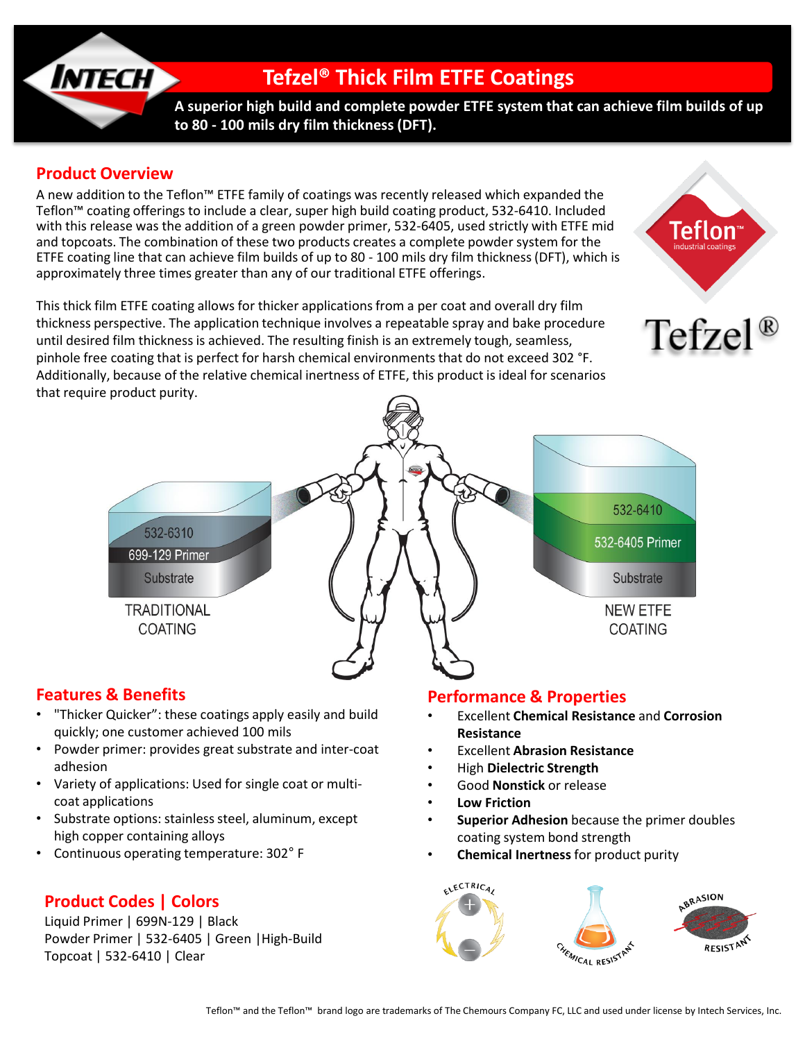# Tefzel® Thick Film ETFE Coatings

**A superior high build and complete powder ETFE system that can achieve film builds of up to 80 - 100 mils dry film thickness (DFT).**

## Product Overview

A new addition to the Teflon™ ETFE family of coatings was recently released which expanded the Teflon™ coating offerings to include a clear, super high build coating product, 532-6410. Included with this release was the addition of a green powder primer, 532-6405, used strictly with ETFE mid and topcoats. The combination of these two products creates a complete powder system for the ETFE coating line that can achieve film builds of up to 80 - 100 mils dry film thickness (DFT), which is approximately three times greater than any of our traditional ETFE offerings.

This thick film ETFE coating allows for thicker applications from a per coat and overall dry film thickness perspective. The application technique involves a repeatable spray and bake procedure until desired film thickness is achieved. The resulting finish is an extremely tough, seamless, pinhole free coating that is perfect for harsh chemical environments that do not exceed 302 °F. Additionally, because of the relative chemical inertness of ETFE, this product is ideal for scenarios that require product purity.

532-6310
699-129 Primer
Substrate
TRADITIONAL COATING

532-6410
532-6405 Primer
Substrate
NEW ETFE COATING

## Features & Benefits

- "Thicker Quicker": these coatings apply easily and build quickly; one customer achieved 100 mils
- Powder primer: provides great substrate and inter-coat adhesion
- Variety of applications: Used for single coat or multi-coat applications
- Substrate options: stainless steel, aluminum, except high copper containing alloys
- Continuous operating temperature: 302° F

## Performance & Properties

- Excellent **Chemical Resistance** and **Corrosion Resistance**
- Excellent **Abrasion Resistance**
- High **Dielectric Strength**
- Good **Nonstick** or release
- **Low Friction**
- **Superior Adhesion** because the primer doubles coating system bond strength
- **Chemical Inertness** for product purity

## Product Codes | Colors

Liquid Primer | 699N-129 | Black
Powder Primer | 532-6405 | Green | High-Build
Topcoat | 532-6410 | Clear

Teflon™ and the Teflon™ brand logo are trademarks of The Chemours Company FC, LLC and used under license by Intech Services, Inc.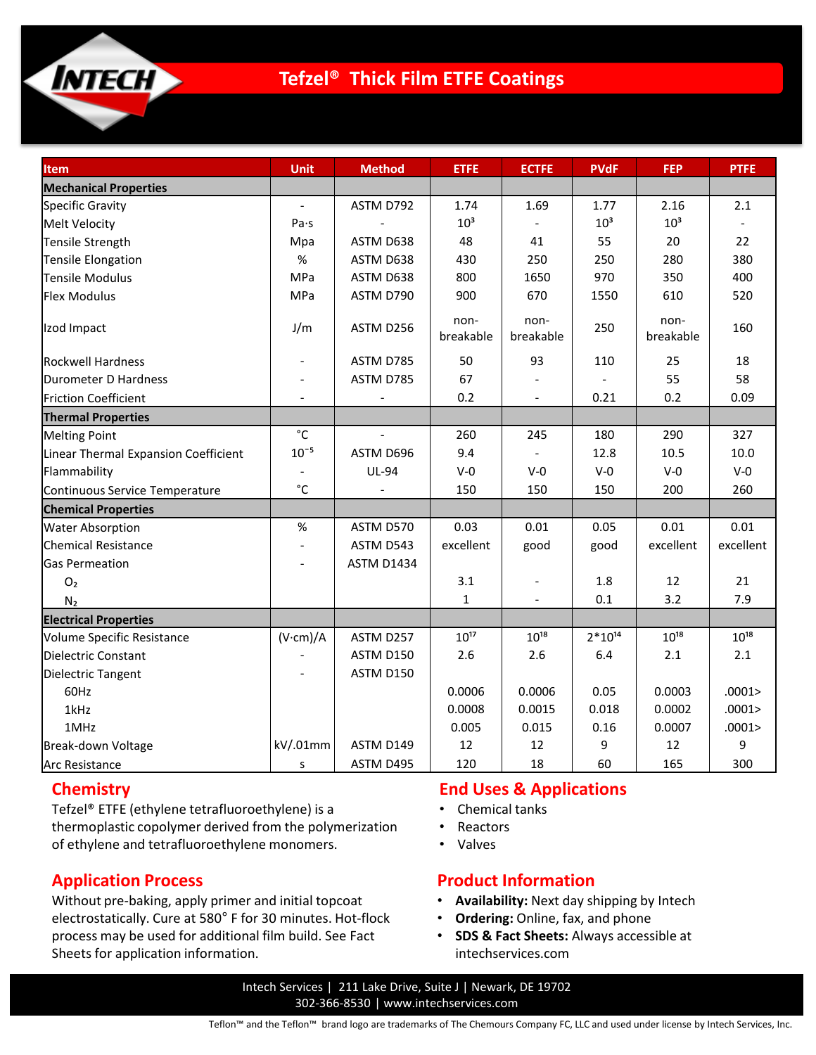# Tefzel® Thick Film ETFE Coatings

| Item | Unit | Method | ETFE | ECTFE | PVdF | FEP | PTFE |
|---|---|---|---|---|---|---|---|
| **Mechanical Properties** | | | | | | | |
| Specific Gravity | - | ASTM D792 | 1.74 | 1.69 | 1.77 | 2.16 | 2.1 |
| Melt Velocity | Pa·s | - | $10^3$ | - | $10^3$ | $10^3$ | - |
| Tensile Strength | Mpa | ASTM D638 | 48 | 41 | 55 | 20 | 22 |
| Tensile Elongation | % | ASTM D638 | 430 | 250 | 250 | 280 | 380 |
| Tensile Modulus | MPa | ASTM D638 | 800 | 1650 | 970 | 350 | 400 |
| Flex Modulus | MPa | ASTM D790 | 900 | 670 | 1550 | 610 | 520 |
| Izod Impact | J/m | ASTM D256 | non-breakable | non-breakable | 250 | non-breakable | 160 |
| Rockwell Hardness | - | ASTM D785 | 50 | 93 | 110 | 25 | 18 |
| Durometer D Hardness | - | ASTM D785 | 67 | - | - | 55 | 58 |
| Friction Coefficient | - | - | 0.2 | - | 0.21 | 0.2 | 0.09 |
| **Thermal Properties** | | | | | | | |
| Melting Point | °C | - | 260 | 245 | 180 | 290 | 327 |
| Linear Thermal Expansion Coefficient | $10^{-5}$ | ASTM D696 | 9.4 | - | 12.8 | 10.5 | 10.0 |
| Flammability | - | UL-94 | V-0 | V-0 | V-0 | V-0 | V-0 |
| Continuous Service Temperature | °C | - | 150 | 150 | 150 | 200 | 260 |
| **Chemical Properties** | | | | | | | |
| Water Absorption | % | ASTM D570 | 0.03 | 0.01 | 0.05 | 0.01 | 0.01 |
| Chemical Resistance | - | ASTM D543 | excellent | good | good | excellent | excellent |
| Gas Permeation | - | ASTM D1434 | | | | | |
| $O_2$ | | | 3.1 | - | 1.8 | 12 | 21 |
| $N_2$ | | | 1 | - | 0.1 | 3.2 | 7.9 |
| **Electrical Properties** | | | | | | | |
| Volume Specific Resistance | (V·cm)/A | ASTM D257 | $10^{17}$ | $10^{18}$ | $2*10^{14}$ | $10^{18}$ | $10^{18}$ |
| Dielectric Constant | - | ASTM D150 | 2.6 | 2.6 | 6.4 | 2.1 | 2.1 |
| Dielectric Tangent | - | ASTM D150 | | | | | |
| 60Hz | | | 0.0006 | 0.0006 | 0.05 | 0.0003 | .0001> |
| 1kHz | | | 0.0008 | 0.0015 | 0.018 | 0.0002 | .0001> |
| 1MHz | | | 0.005 | 0.015 | 0.16 | 0.0007 | .0001> |
| Break-down Voltage | kV/.01mm | ASTM D149 | 12 | 12 | 9 | 12 | 9 |
| Arc Resistance | s | ASTM D495 | 120 | 18 | 60 | 165 | 300 |

## Chemistry

Tefzel® ETFE (ethylene tetrafluoroethylene) is a thermoplastic copolymer derived from the polymerization of ethylene and tetrafluoroethylene monomers.

## Application Process

Without pre-baking, apply primer and initial topcoat electrostatically. Cure at 580° F for 30 minutes. Hot-flock process may be used for additional film build. See Fact Sheets for application information.

## End Uses & Applications

- Chemical tanks
- Reactors
- Valves

## Product Information

- **Availability:** Next day shipping by Intech
- **Ordering:** Online, fax, and phone
- **SDS & Fact Sheets:** Always accessible at intechservices.com

Intech Services | 211 Lake Drive, Suite J | Newark, DE 19702
302-366-8530 | www.intechservices.com

Teflon™ and the Teflon™ brand logo are trademarks of The Chemours Company FC, LLC and used under license by Intech Services, Inc.